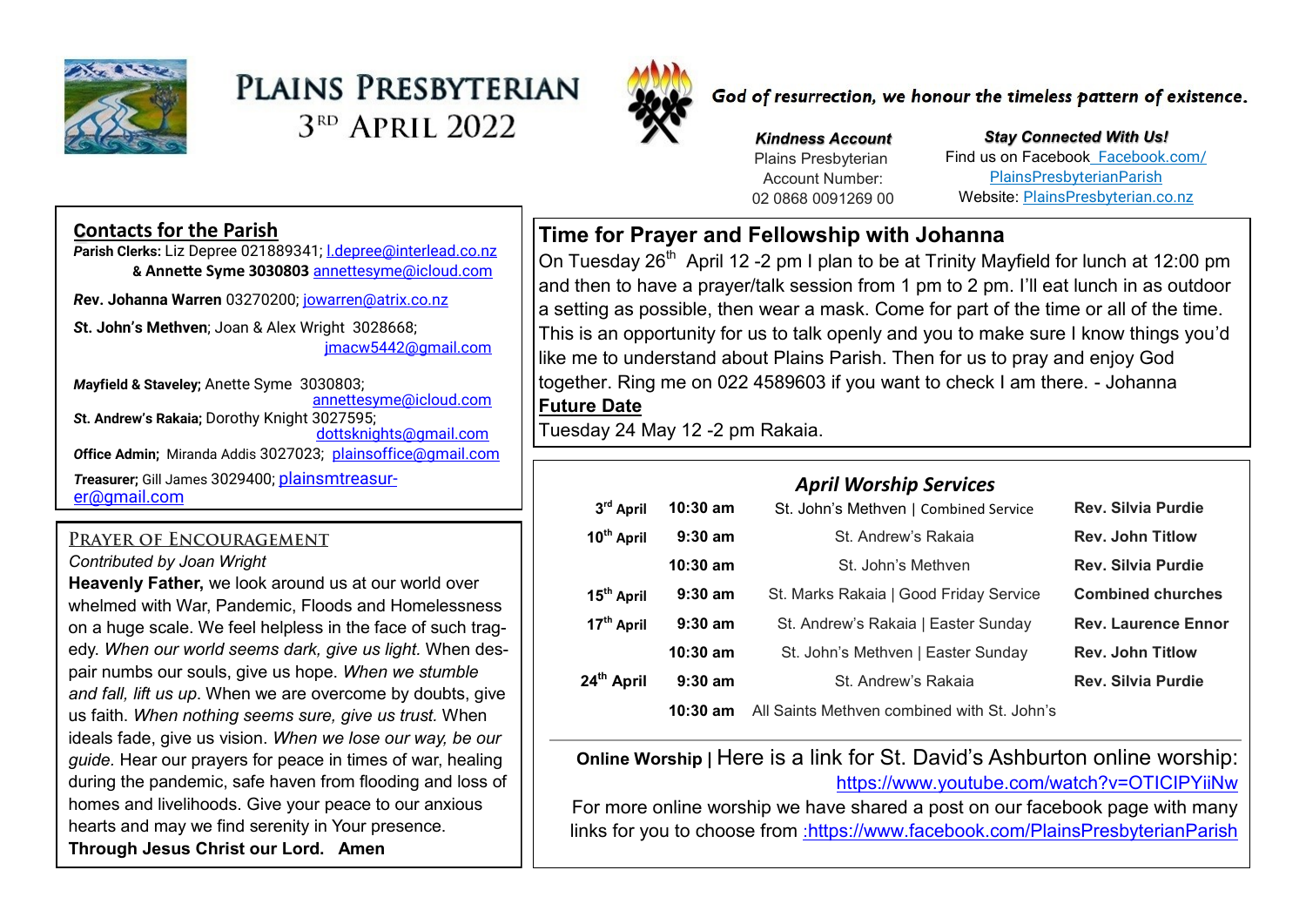# Plains Presbyterian
## 3rd April 2022

*God of resurrection, we honour the timeless pattern of existence.*

***Kindness Account***
Plains Presbyterian
Account Number:
02 0868 0091269 00

***Stay Connected With Us!***
Find us on Facebook Facebook.com/PlainsPresbyterianParish
Website: PlainsPresbyterian.co.nz

## Contacts for the Parish

**Parish Clerks:** Liz Depree 021889341; l.depree@interlead.co.nz
**& Annette Syme 3030803** annettesyme@icloud.com

**Rev. Johanna Warren** 03270200; jowarren@atrix.co.nz

**St. John's Methven**; Joan & Alex Wright 3028668; jmacw5442@gmail.com

**Mayfield & Staveley;** Anette Syme 3030803; annettesyme@icloud.com

**St. Andrew's Rakaia;** Dorothy Knight 3027595; dottsknights@gmail.com

**Office Admin;** Miranda Addis 3027023; plainsoffice@gmail.com

**Treasurer;** Gill James 3029400; plainsmtreasurer@gmail.com

## Prayer of Encouragement

*Contributed by Joan Wright*

**Heavenly Father,** we look around us at our world over whelmed with War, Pandemic, Floods and Homelessness on a huge scale. We feel helpless in the face of such tragedy. *When our world seems dark, give us light.* When despair numbs our souls, give us hope. *When we stumble and fall, lift us up*. When we are overcome by doubts, give us faith. *When nothing seems sure, give us trust.* When ideals fade, give us vision. *When we lose our way, be our guide.* Hear our prayers for peace in times of war, healing during the pandemic, safe haven from flooding and loss of homes and livelihoods. Give your peace to our anxious hearts and may we find serenity in Your presence.
**Through Jesus Christ our Lord. Amen**

## Time for Prayer and Fellowship with Johanna

On Tuesday 26th April 12 -2 pm I plan to be at Trinity Mayfield for lunch at 12:00 pm and then to have a prayer/talk session from 1 pm to 2 pm. I'll eat lunch in as outdoor a setting as possible, then wear a mask. Come for part of the time or all of the time. This is an opportunity for us to talk openly and you to make sure I know things you'd like me to understand about Plains Parish. Then for us to pray and enjoy God together. Ring me on 022 4589603 if you want to check I am there. - Johanna

**Future Date**

Tuesday 24 May 12 -2 pm Rakaia.

### *April Worship Services*

| Date | Time | Service | Minister |
|---|---|---|---|
| 3rd April | 10:30 am | St. John's Methven \| Combined Service | Rev. Silvia Purdie |
| 10th April | 9:30 am | St. Andrew's Rakaia | Rev. John Titlow |
| | 10:30 am | St. John's Methven | Rev. Silvia Purdie |
| 15th April | 9:30 am | St. Marks Rakaia \| Good Friday Service | Combined churches |
| 17th April | 9:30 am | St. Andrew's Rakaia \| Easter Sunday | Rev. Laurence Ennor |
| | 10:30 am | St. John's Methven \| Easter Sunday | Rev. John Titlow |
| 24th April | 9:30 am | St. Andrew's Rakaia | Rev. Silvia Purdie |
| | 10:30 am | All Saints Methven combined with St. John's | |

**Online Worship |** Here is a link for St. David's Ashburton online worship: https://www.youtube.com/watch?v=OTICIPYiiNw
For more online worship we have shared a post on our facebook page with many links for you to choose from :https://www.facebook.com/PlainsPresbyterianParish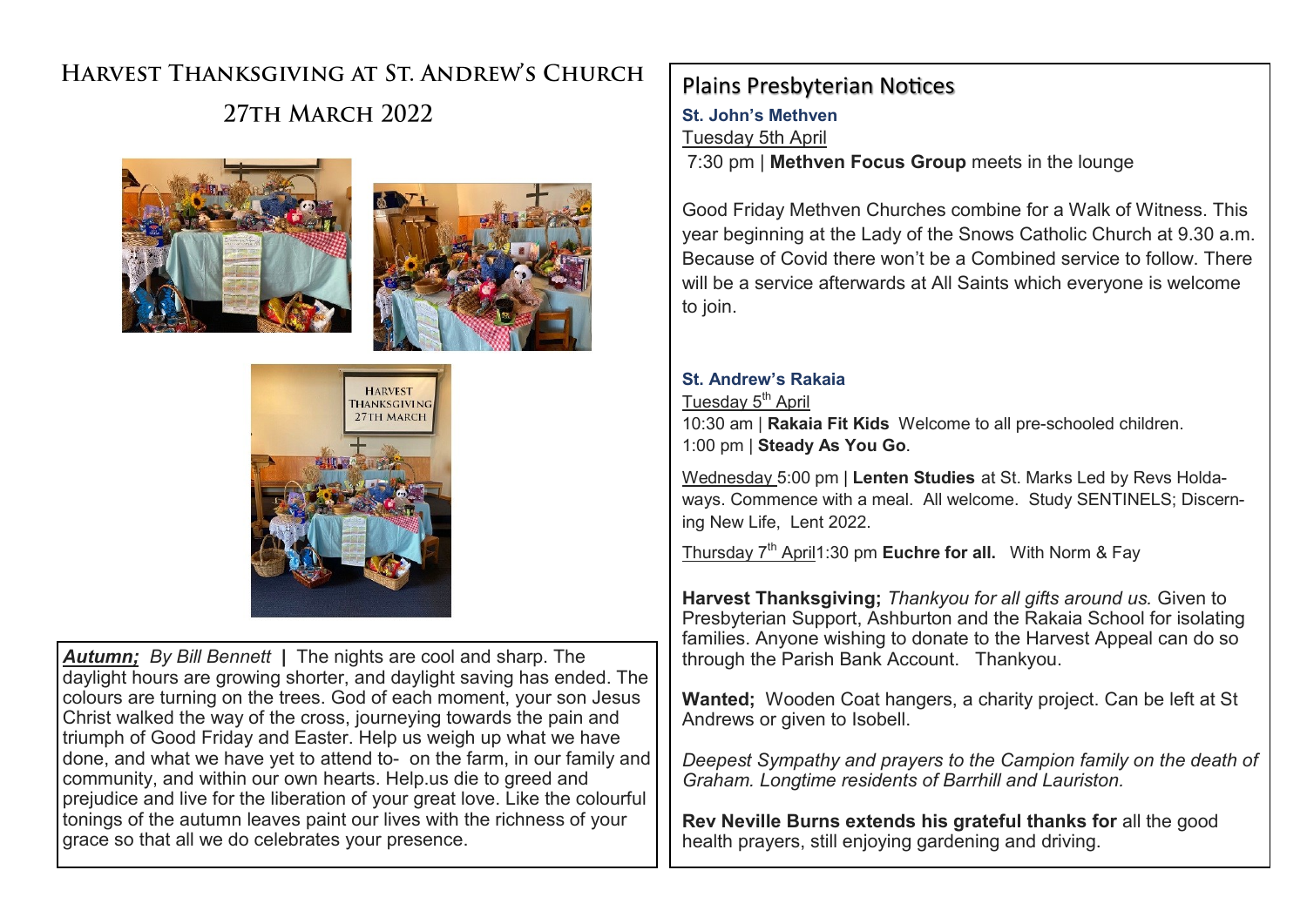# Harvest Thanksgiving at St. Andrew's Church

## 27th March 2022

HARVEST THANKSGIVING 27TH MARCH

***Autumn;*** *By Bill Bennett* **|** The nights are cool and sharp. The daylight hours are growing shorter, and daylight saving has ended. The colours are turning on the trees. God of each moment, your son Jesus Christ walked the way of the cross, journeying towards the pain and triumph of Good Friday and Easter. Help us weigh up what we have done, and what we have yet to attend to- on the farm, in our family and community, and within our own hearts. Help.us die to greed and prejudice and live for the liberation of your great love. Like the colourful tonings of the autumn leaves paint our lives with the richness of your grace so that all we do celebrates your presence.

## Plains Presbyterian Notices

**St. John's Methven**

Tuesday 5th April

7:30 pm | **Methven Focus Group** meets in the lounge

Good Friday Methven Churches combine for a Walk of Witness. This year beginning at the Lady of the Snows Catholic Church at 9.30 a.m. Because of Covid there won't be a Combined service to follow. There will be a service afterwards at All Saints which everyone is welcome to join.

**St. Andrew's Rakaia**

Tuesday 5th April

10:30 am | **Rakaia Fit Kids** Welcome to all pre-schooled children.

1:00 pm | **Steady As You Go**.

Wednesday 5:00 pm | **Lenten Studies** at St. Marks Led by Revs Holdaways. Commence with a meal. All welcome. Study SENTINELS; Discerning New Life, Lent 2022.

Thursday 7th April1:30 pm **Euchre for all.** With Norm & Fay

**Harvest Thanksgiving;** *Thankyou for all gifts around us.* Given to Presbyterian Support, Ashburton and the Rakaia School for isolating families. Anyone wishing to donate to the Harvest Appeal can do so through the Parish Bank Account. Thankyou.

**Wanted;** Wooden Coat hangers, a charity project. Can be left at St Andrews or given to Isobell.

*Deepest Sympathy and prayers to the Campion family on the death of Graham. Longtime residents of Barrhill and Lauriston.*

**Rev Neville Burns extends his grateful thanks for** all the good health prayers, still enjoying gardening and driving.